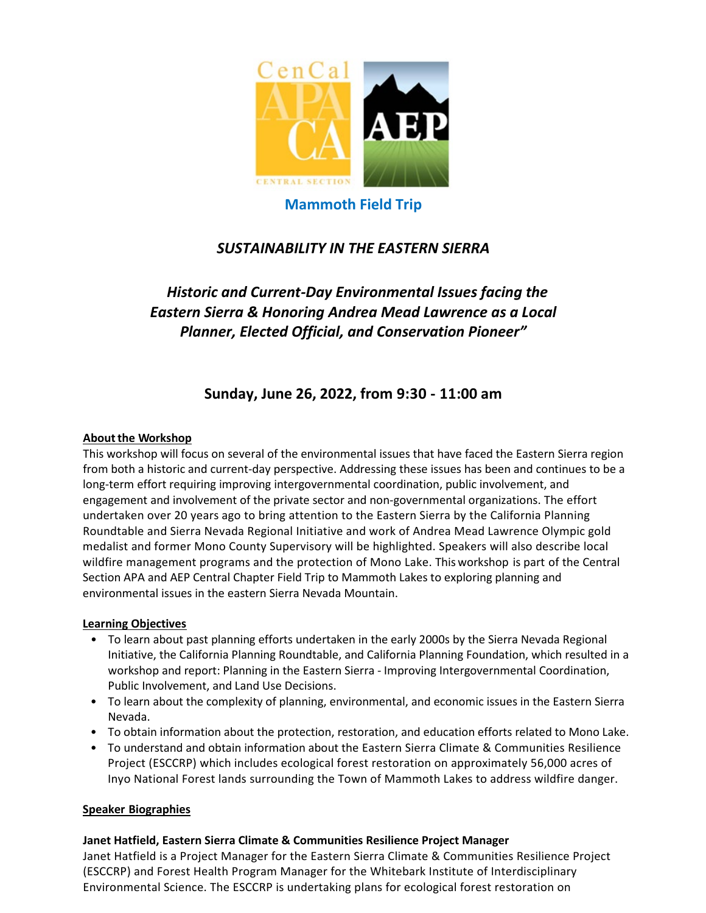**Mammoth Field Trip**

## *SUSTAINABILITY IN THE EASTERN SIERRA*

### *Historic and Current-Day Environmental Issues facing the Eastern Sierra & Honoring Andrea Mead Lawrence as a Local Planner, Elected Official, and Conservation Pioneer"*

### Sunday, June 26, 2022, from 9:30 - 11:00 am

**About the Workshop**

This workshop will focus on several of the environmental issues that have faced the Eastern Sierra region from both a historic and current-day perspective. Addressing these issues has been and continues to be a long-term effort requiring improving intergovernmental coordination, public involvement, and engagement and involvement of the private sector and non-governmental organizations. The effort undertaken over 20 years ago to bring attention to the Eastern Sierra by the California Planning Roundtable and Sierra Nevada Regional Initiative and work of Andrea Mead Lawrence Olympic gold medalist and former Mono County Supervisory will be highlighted. Speakers will also describe local wildfire management programs and the protection of Mono Lake. This workshop is part of the Central Section APA and AEP Central Chapter Field Trip to Mammoth Lakes to exploring planning and environmental issues in the eastern Sierra Nevada Mountain.

**Learning Objectives**

- To learn about past planning efforts undertaken in the early 2000s by the Sierra Nevada Regional Initiative, the California Planning Roundtable, and California Planning Foundation, which resulted in a workshop and report: Planning in the Eastern Sierra - Improving Intergovernmental Coordination, Public Involvement, and Land Use Decisions.
- To learn about the complexity of planning, environmental, and economic issues in the Eastern Sierra Nevada.
- To obtain information about the protection, restoration, and education efforts related to Mono Lake.
- To understand and obtain information about the Eastern Sierra Climate & Communities Resilience Project (ESCCRP) which includes ecological forest restoration on approximately 56,000 acres of Inyo National Forest lands surrounding the Town of Mammoth Lakes to address wildfire danger.

**Speaker Biographies**

**Janet Hatfield, Eastern Sierra Climate & Communities Resilience Project Manager**

Janet Hatfield is a Project Manager for the Eastern Sierra Climate & Communities Resilience Project (ESCCRP) and Forest Health Program Manager for the Whitebark Institute of Interdisciplinary Environmental Science. The ESCCRP is undertaking plans for ecological forest restoration on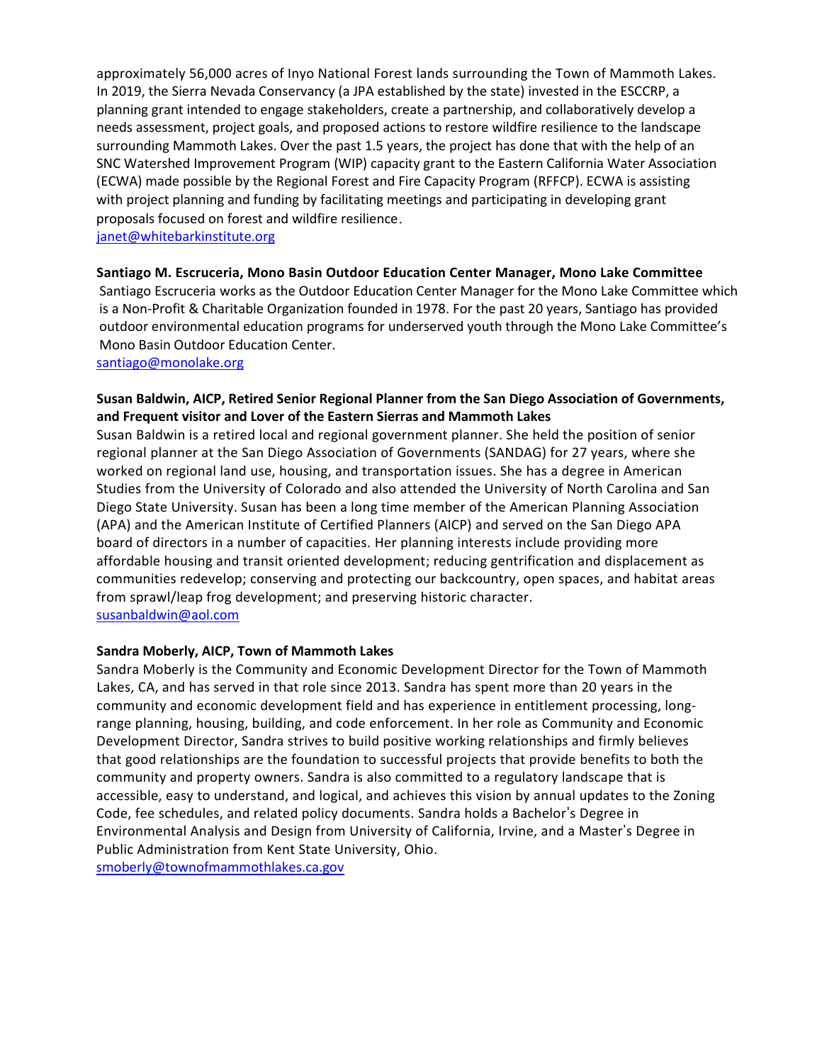approximately 56,000 acres of Inyo National Forest lands surrounding the Town of Mammoth Lakes. In 2019, the Sierra Nevada Conservancy (a JPA established by the state) invested in the ESCCRP, a planning grant intended to engage stakeholders, create a partnership, and collaboratively develop a needs assessment, project goals, and proposed actions to restore wildfire resilience to the landscape surrounding Mammoth Lakes. Over the past 1.5 years, the project has done that with the help of an SNC Watershed Improvement Program (WIP) capacity grant to the Eastern California Water Association (ECWA) made possible by the Regional Forest and Fire Capacity Program (RFFCP). ECWA is assisting with project planning and funding by facilitating meetings and participating in developing grant proposals focused on forest and wildfire resilience.
janet@whitebarkinstitute.org

**Santiago M. Escruceria, Mono Basin Outdoor Education Center Manager, Mono Lake Committee**

Santiago Escruceria works as the Outdoor Education Center Manager for the Mono Lake Committee which is a Non-Profit & Charitable Organization founded in 1978. For the past 20 years, Santiago has provided outdoor environmental education programs for underserved youth through the Mono Lake Committee's Mono Basin Outdoor Education Center.
santiago@monolake.org

**Susan Baldwin, AICP, Retired Senior Regional Planner from the San Diego Association of Governments, and Frequent visitor and Lover of the Eastern Sierras and Mammoth Lakes**

Susan Baldwin is a retired local and regional government planner. She held the position of senior regional planner at the San Diego Association of Governments (SANDAG) for 27 years, where she worked on regional land use, housing, and transportation issues. She has a degree in American Studies from the University of Colorado and also attended the University of North Carolina and San Diego State University. Susan has been a long time member of the American Planning Association (APA) and the American Institute of Certified Planners (AICP) and served on the San Diego APA board of directors in a number of capacities. Her planning interests include providing more affordable housing and transit oriented development; reducing gentrification and displacement as communities redevelop; conserving and protecting our backcountry, open spaces, and habitat areas from sprawl/leap frog development; and preserving historic character.
susanbaldwin@aol.com

**Sandra Moberly, AICP, Town of Mammoth Lakes**

Sandra Moberly is the Community and Economic Development Director for the Town of Mammoth Lakes, CA, and has served in that role since 2013. Sandra has spent more than 20 years in the community and economic development field and has experience in entitlement processing, long-range planning, housing, building, and code enforcement. In her role as Community and Economic Development Director, Sandra strives to build positive working relationships and firmly believes that good relationships are the foundation to successful projects that provide benefits to both the community and property owners. Sandra is also committed to a regulatory landscape that is accessible, easy to understand, and logical, and achieves this vision by annual updates to the Zoning Code, fee schedules, and related policy documents. Sandra holds a Bachelor's Degree in Environmental Analysis and Design from University of California, Irvine, and a Master's Degree in Public Administration from Kent State University, Ohio.
smoberly@townofmammothlakes.ca.gov